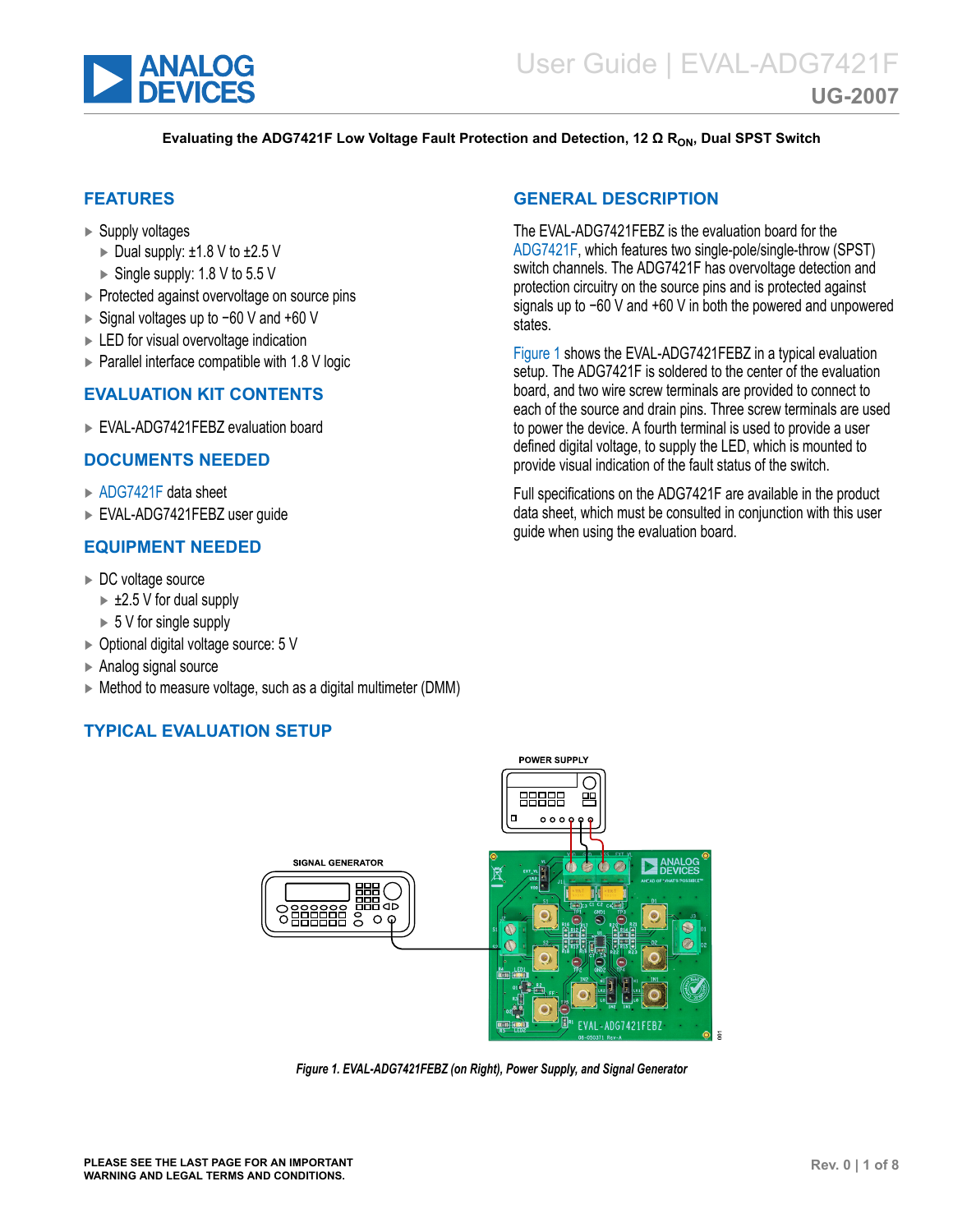# User Guide | EVAL-ADG7421F

## UG-2007

**Evaluating the ADG7421F Low Voltage Fault Protection and Detection, 12 Ω $R_{ON}$, Dual SPST Switch**

## FEATURES

- Supply voltages
  - Dual supply: ±1.8 V to ±2.5 V
  - Single supply: 1.8 V to 5.5 V
- Protected against overvoltage on source pins
- Signal voltages up to −60 V and +60 V
- LED for visual overvoltage indication
- Parallel interface compatible with 1.8 V logic

## EVALUATION KIT CONTENTS

- EVAL-ADG7421FEBZ evaluation board

## DOCUMENTS NEEDED

- ADG7421F data sheet
- EVAL-ADG7421FEBZ user guide

## EQUIPMENT NEEDED

- DC voltage source
  - ±2.5 V for dual supply
  - 5 V for single supply
- Optional digital voltage source: 5 V
- Analog signal source
- Method to measure voltage, such as a digital multimeter (DMM)

## GENERAL DESCRIPTION

The EVAL-ADG7421FEBZ is the evaluation board for the ADG7421F, which features two single-pole/single-throw (SPST) switch channels. The ADG7421F has overvoltage detection and protection circuitry on the source pins and is protected against signals up to −60 V and +60 V in both the powered and unpowered states.

Figure 1 shows the EVAL-ADG7421FEBZ in a typical evaluation setup. The ADG7421F is soldered to the center of the evaluation board, and two wire screw terminals are provided to connect to each of the source and drain pins. Three screw terminals are used to power the device. A fourth terminal is used to provide a user defined digital voltage, to supply the LED, which is mounted to provide visual indication of the fault status of the switch.

Full specifications on the ADG7421F are available in the product data sheet, which must be consulted in conjunction with this user guide when using the evaluation board.

## TYPICAL EVALUATION SETUP

*Figure 1. EVAL-ADG7421FEBZ (on Right), Power Supply, and Signal Generator*

**PLEASE SEE THE LAST PAGE FOR AN IMPORTANT WARNING AND LEGAL TERMS AND CONDITIONS.**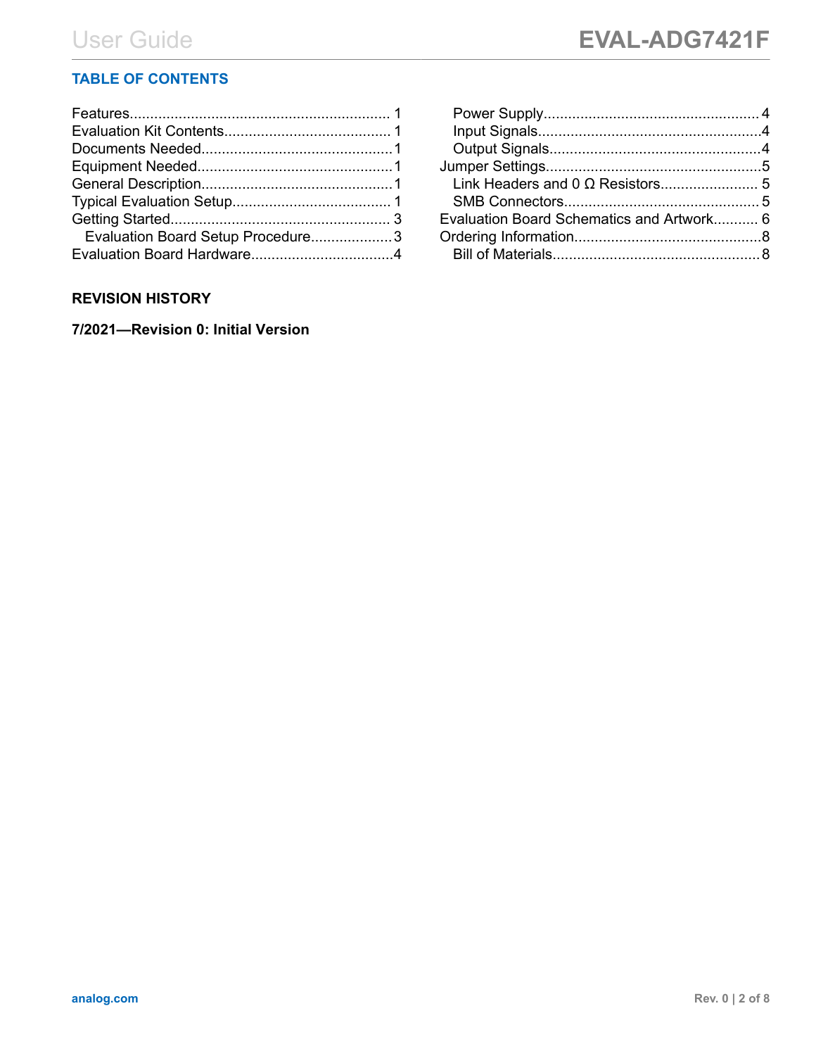## TABLE OF CONTENTS

- Features...1
- Evaluation Kit Contents...1
- Documents Needed...1
- Equipment Needed...1
- General Description...1
- Typical Evaluation Setup...1
- Getting Started...3
  - Evaluation Board Setup Procedure...3
- Evaluation Board Hardware...4
  - Power Supply...4
  - Input Signals...4
  - Output Signals...4
- Jumper Settings...5
  - Link Headers and 0 Ω Resistors...5
  - SMB Connectors...5
- Evaluation Board Schematics and Artwork...6
- Ordering Information...8
  - Bill of Materials...8

## REVISION HISTORY

**7/2021—Revision 0: Initial Version**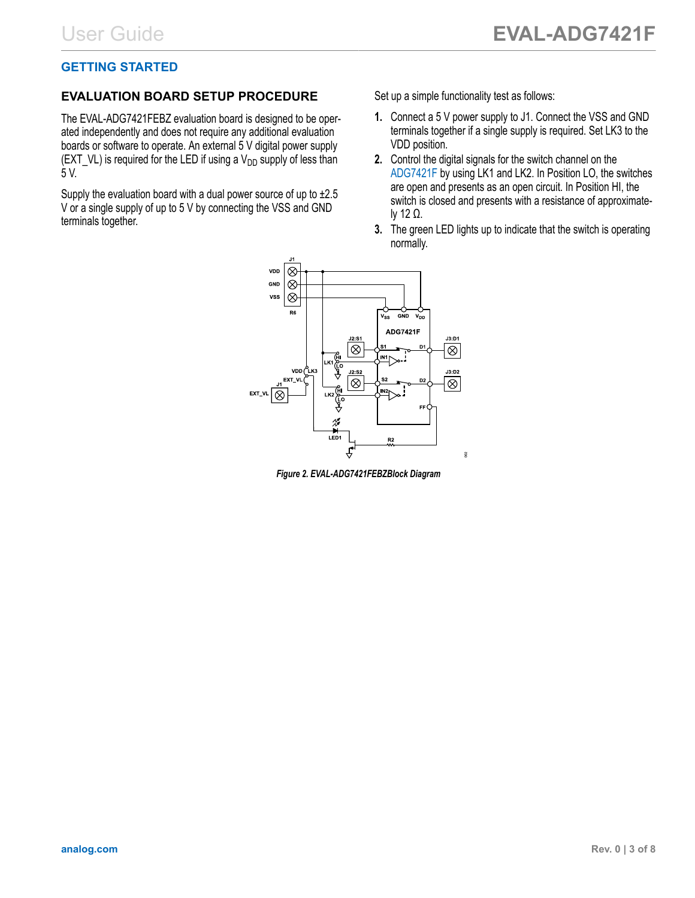## GETTING STARTED

### EVALUATION BOARD SETUP PROCEDURE

The EVAL-ADG7421FEBZ evaluation board is designed to be operated independently and does not require any additional evaluation boards or software to operate. An external 5 V digital power supply (EXT_VL) is required for the LED if using a $V_{DD}$ supply of less than 5 V.

Supply the evaluation board with a dual power source of up to ±2.5 V or a single supply of up to 5 V by connecting the VSS and GND terminals together.

Set up a simple functionality test as follows:

1. Connect a 5 V power supply to J1. Connect the VSS and GND terminals together if a single supply is required. Set LK3 to the VDD position.
2. Control the digital signals for the switch channel on the ADG7421F by using LK1 and LK2. In Position LO, the switches are open and presents as an open circuit. In Position HI, the switch is closed and presents with a resistance of approximately 12 Ω.
3. The green LED lights up to indicate that the switch is operating normally.

*Figure 2. EVAL-ADG7421FEBZBlock Diagram*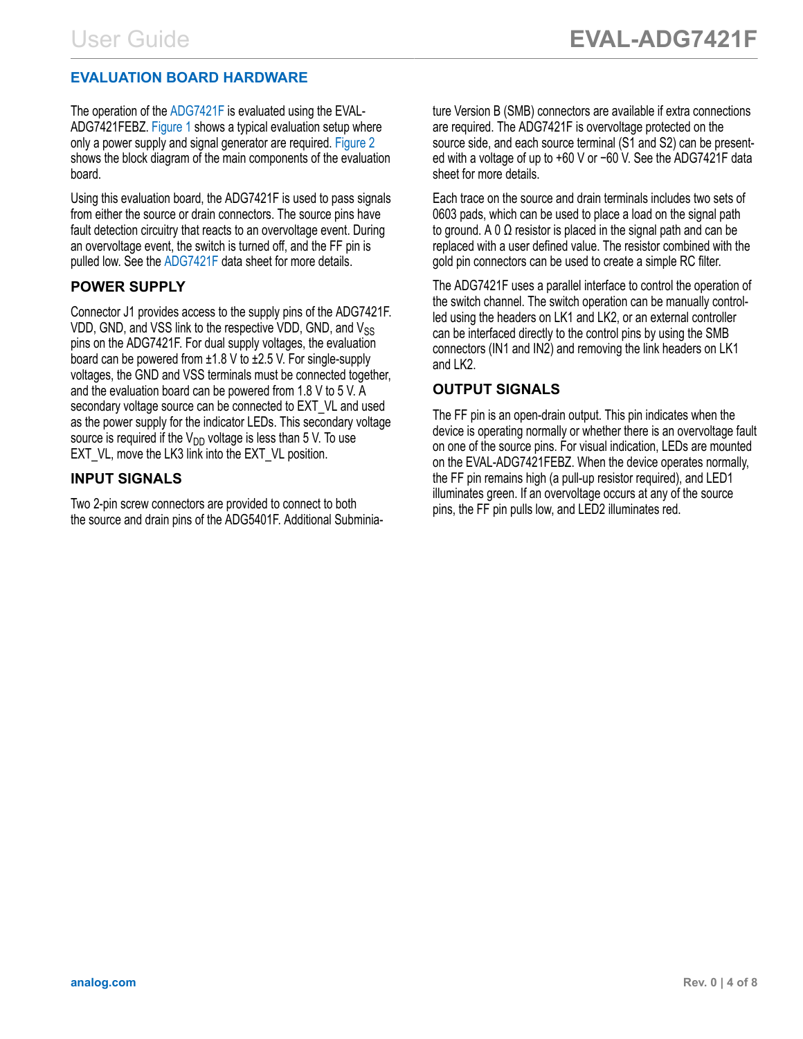## EVALUATION BOARD HARDWARE

The operation of the ADG7421F is evaluated using the EVAL-ADG7421FEBZ. Figure 1 shows a typical evaluation setup where only a power supply and signal generator are required. Figure 2 shows the block diagram of the main components of the evaluation board.

Using this evaluation board, the ADG7421F is used to pass signals from either the source or drain connectors. The source pins have fault detection circuitry that reacts to an overvoltage event. During an overvoltage event, the switch is turned off, and the FF pin is pulled low. See the ADG7421F data sheet for more details.

### POWER SUPPLY

Connector J1 provides access to the supply pins of the ADG7421F. VDD, GND, and VSS link to the respective VDD, GND, and $V_{SS}$ pins on the ADG7421F. For dual supply voltages, the evaluation board can be powered from ±1.8 V to ±2.5 V. For single-supply voltages, the GND and VSS terminals must be connected together, and the evaluation board can be powered from 1.8 V to 5 V. A secondary voltage source can be connected to EXT_VL and used as the power supply for the indicator LEDs. This secondary voltage source is required if the $V_{DD}$ voltage is less than 5 V. To use EXT_VL, move the LK3 link into the EXT_VL position.

### INPUT SIGNALS

Two 2-pin screw connectors are provided to connect to both the source and drain pins of the ADG5401F. Additional Subminiature Version B (SMB) connectors are available if extra connections are required. The ADG7421F is overvoltage protected on the source side, and each source terminal (S1 and S2) can be presented with a voltage of up to +60 V or −60 V. See the ADG7421F data sheet for more details.

Each trace on the source and drain terminals includes two sets of 0603 pads, which can be used to place a load on the signal path to ground. A 0 Ω resistor is placed in the signal path and can be replaced with a user defined value. The resistor combined with the gold pin connectors can be used to create a simple RC filter.

The ADG7421F uses a parallel interface to control the operation of the switch channel. The switch operation can be manually controlled using the headers on LK1 and LK2, or an external controller can be interfaced directly to the control pins by using the SMB connectors (IN1 and IN2) and removing the link headers on LK1 and LK2.

### OUTPUT SIGNALS

The FF pin is an open-drain output. This pin indicates when the device is operating normally or whether there is an overvoltage fault on one of the source pins. For visual indication, LEDs are mounted on the EVAL-ADG7421FEBZ. When the device operates normally, the FF pin remains high (a pull-up resistor required), and LED1 illuminates green. If an overvoltage occurs at any of the source pins, the FF pin pulls low, and LED2 illuminates red.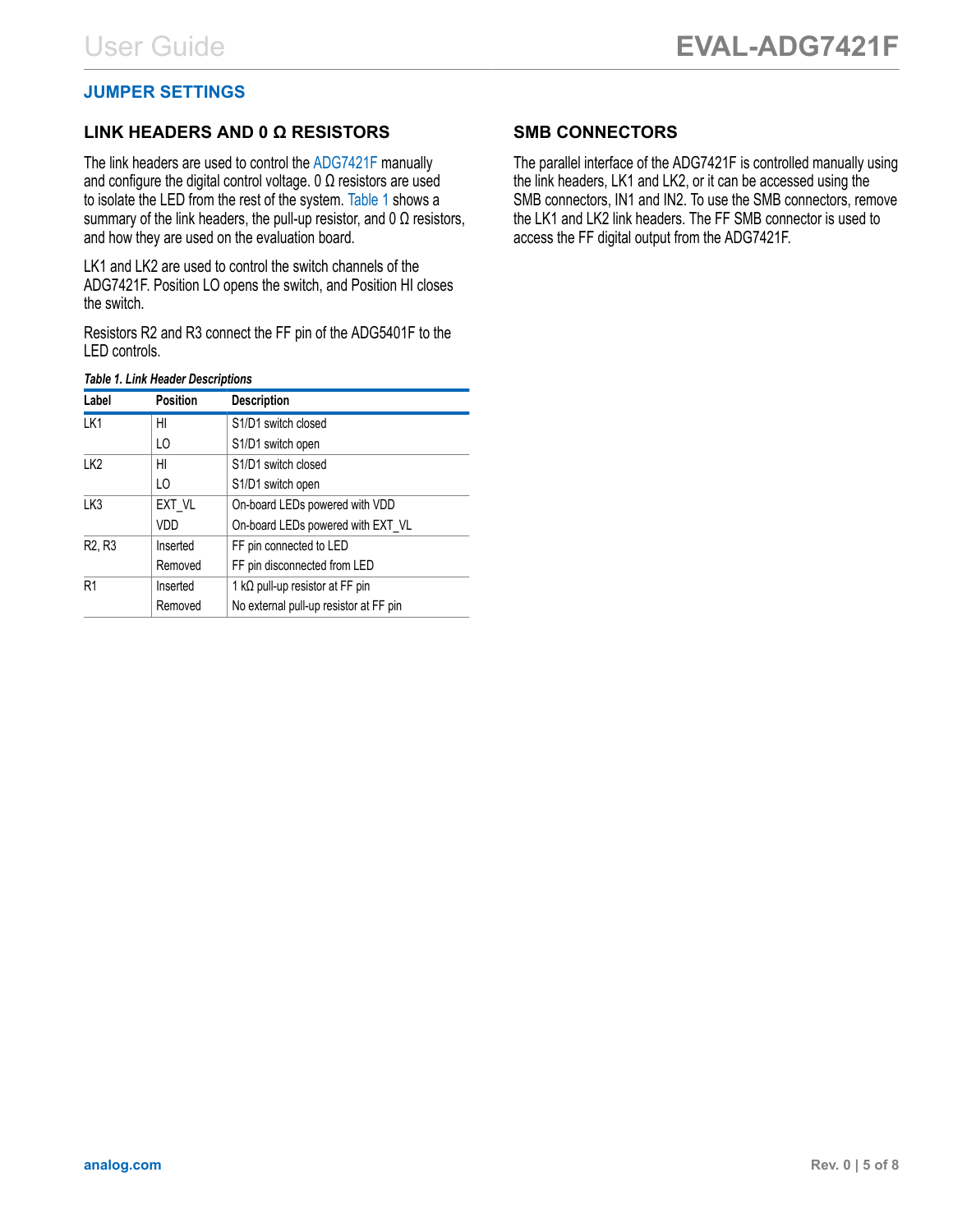## JUMPER SETTINGS

### LINK HEADERS AND 0 Ω RESISTORS

The link headers are used to control the ADG7421F manually and configure the digital control voltage. 0 Ω resistors are used to isolate the LED from the rest of the system. Table 1 shows a summary of the link headers, the pull-up resistor, and 0 Ω resistors, and how they are used on the evaluation board.

LK1 and LK2 are used to control the switch channels of the ADG7421F. Position LO opens the switch, and Position HI closes the switch.

Resistors R2 and R3 connect the FF pin of the ADG5401F to the LED controls.

*Table 1. Link Header Descriptions*

| Label | Position | Description |
|---|---|---|
| LK1 | HI | S1/D1 switch closed |
| | LO | S1/D1 switch open |
| LK2 | HI | S1/D1 switch closed |
| | LO | S1/D1 switch open |
| LK3 | EXT_VL | On-board LEDs powered with VDD |
| | VDD | On-board LEDs powered with EXT_VL |
| R2, R3 | Inserted | FF pin connected to LED |
| | Removed | FF pin disconnected from LED |
| R1 | Inserted | 1 kΩ pull-up resistor at FF pin |
| | Removed | No external pull-up resistor at FF pin |

### SMB CONNECTORS

The parallel interface of the ADG7421F is controlled manually using the link headers, LK1 and LK2, or it can be accessed using the SMB connectors, IN1 and IN2. To use the SMB connectors, remove the LK1 and LK2 link headers. The FF SMB connector is used to access the FF digital output from the ADG7421F.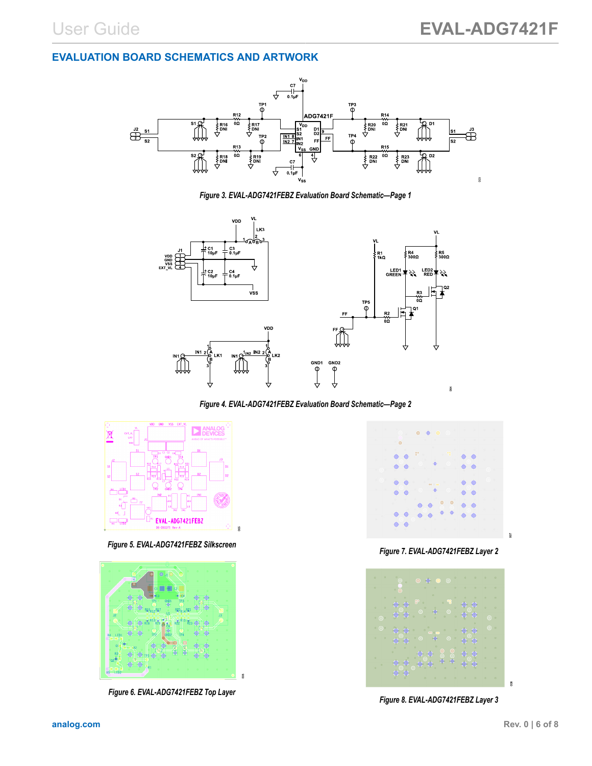## EVALUATION BOARD SCHEMATICS AND ARTWORK

Figure 3. EVAL-ADG7421FEBZ Evaluation Board Schematic—Page 1

Figure 4. EVAL-ADG7421FEBZ Evaluation Board Schematic—Page 2

Figure 5. EVAL-ADG7421FEBZ Silkscreen

Figure 6. EVAL-ADG7421FEBZ Top Layer

Figure 7. EVAL-ADG7421FEBZ Layer 2

Figure 8. EVAL-ADG7421FEBZ Layer 3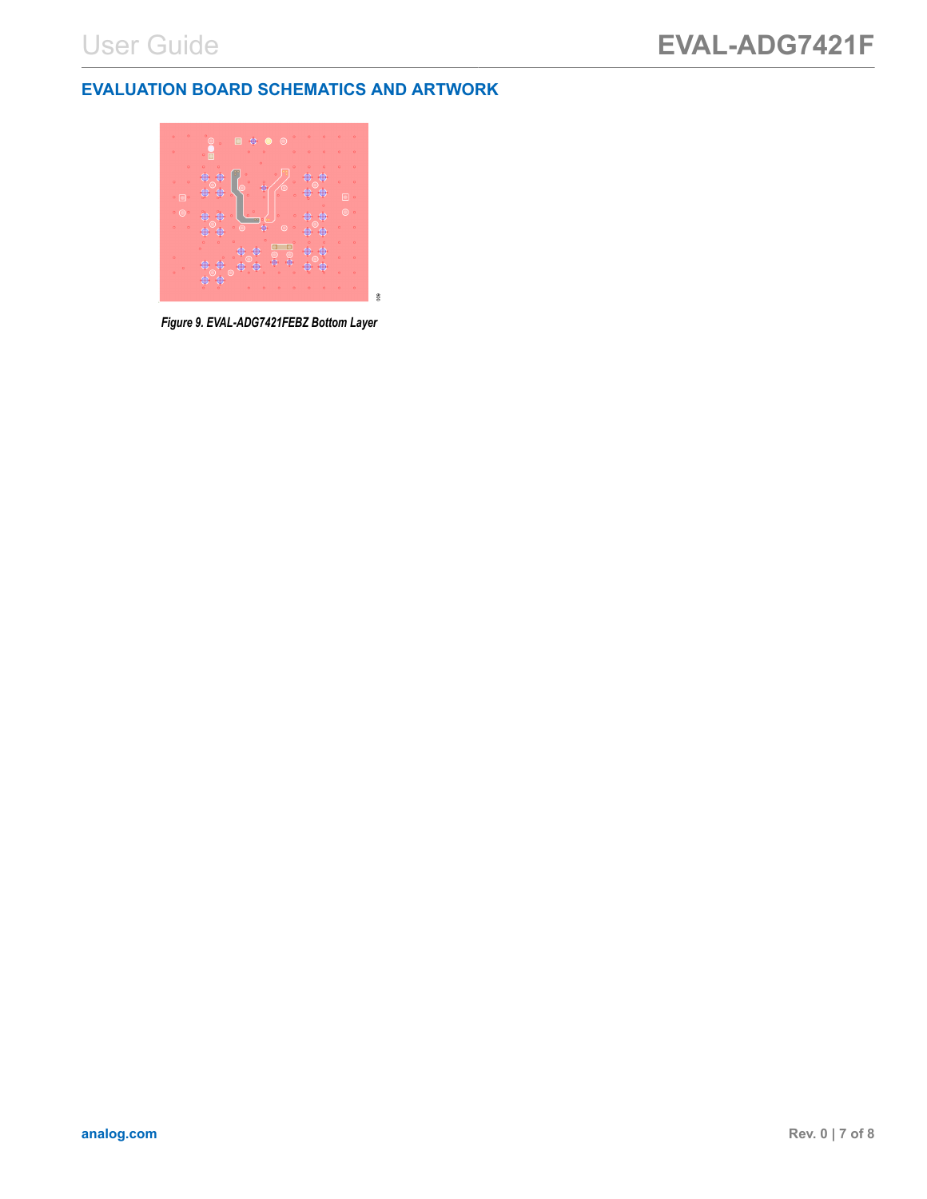## EVALUATION BOARD SCHEMATICS AND ARTWORK

*Figure 9. EVAL-ADG7421FEBZ Bottom Layer*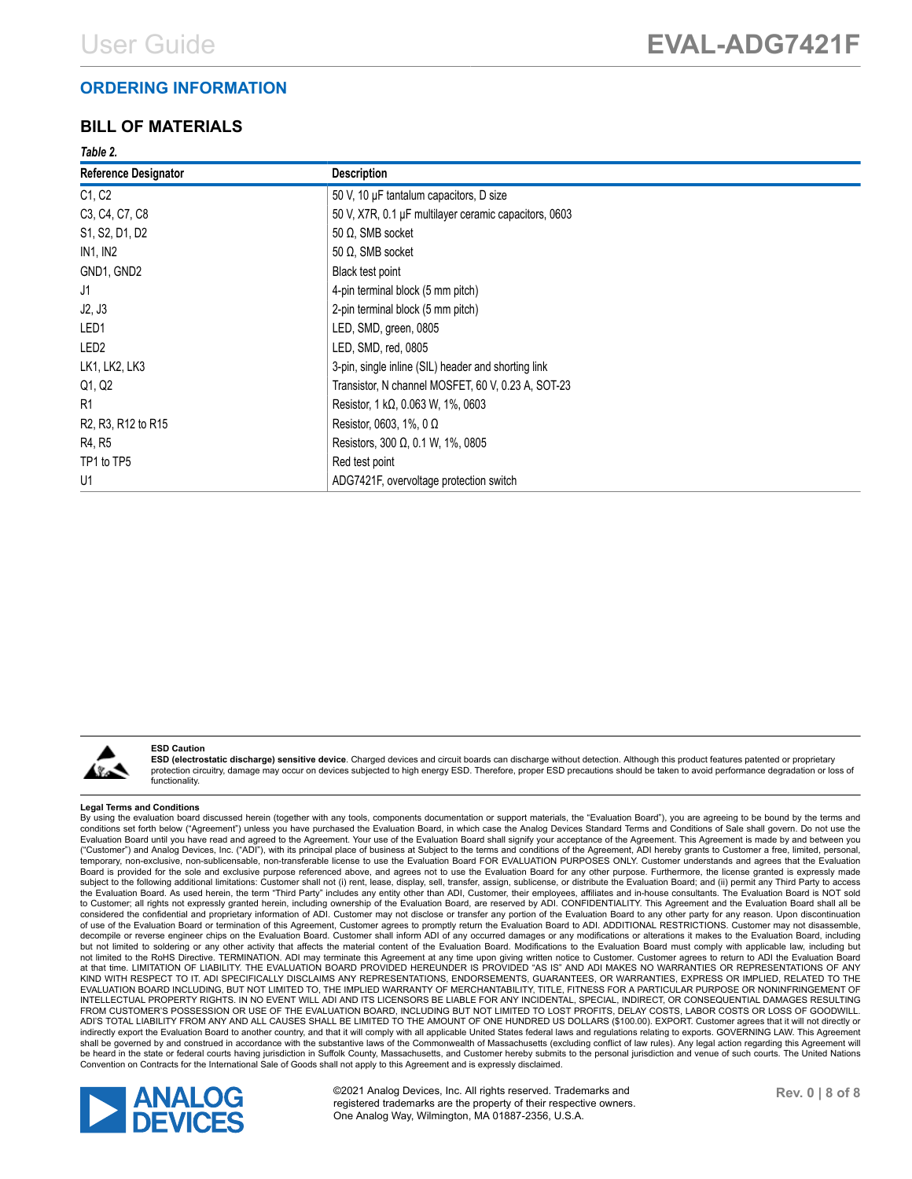## ORDERING INFORMATION

### BILL OF MATERIALS

*Table 2.*

| Reference Designator | Description |
| --- | --- |
| C1, C2 | 50 V, 10 μF tantalum capacitors, D size |
| C3, C4, C7, C8 | 50 V, X7R, 0.1 μF multilayer ceramic capacitors, 0603 |
| S1, S2, D1, D2 | 50 Ω, SMB socket |
| IN1, IN2 | 50 Ω, SMB socket |
| GND1, GND2 | Black test point |
| J1 | 4-pin terminal block (5 mm pitch) |
| J2, J3 | 2-pin terminal block (5 mm pitch) |
| LED1 | LED, SMD, green, 0805 |
| LED2 | LED, SMD, red, 0805 |
| LK1, LK2, LK3 | 3-pin, single inline (SIL) header and shorting link |
| Q1, Q2 | Transistor, N channel MOSFET, 60 V, 0.23 A, SOT-23 |
| R1 | Resistor, 1 kΩ, 0.063 W, 1%, 0603 |
| R2, R3, R12 to R15 | Resistor, 0603, 1%, 0 Ω |
| R4, R5 | Resistors, 300 Ω, 0.1 W, 1%, 0805 |
| TP1 to TP5 | Red test point |
| U1 | ADG7421F, overvoltage protection switch |

**ESD Caution**

**ESD (electrostatic discharge) sensitive device**. Charged devices and circuit boards can discharge without detection. Although this product features patented or proprietary protection circuitry, damage may occur on devices subjected to high energy ESD. Therefore, proper ESD precautions should be taken to avoid performance degradation or loss of functionality.

**Legal Terms and Conditions**

By using the evaluation board discussed herein (together with any tools, components documentation or support materials, the "Evaluation Board"), you are agreeing to be bound by the terms and conditions set forth below ("Agreement") unless you have purchased the Evaluation Board, in which case the Analog Devices Standard Terms and Conditions of Sale shall govern. Do not use the Evaluation Board until you have read and agreed to the Agreement. Your use of the Evaluation Board shall signify your acceptance of the Agreement. This Agreement is made by and between you ("Customer") and Analog Devices, Inc. ("ADI"), with its principal place of business at Subject to the terms and conditions of the Agreement, ADI hereby grants to Customer a free, limited, personal, temporary, non-exclusive, non-sublicensable, non-transferable license to use the Evaluation Board FOR EVALUATION PURPOSES ONLY. Customer understands and agrees that the Evaluation Board is provided for the sole and exclusive purpose referenced above, and agrees not to use the Evaluation Board for any other purpose. Furthermore, the license granted is expressly made subject to the following additional limitations: Customer shall not (i) rent, lease, display, sell, transfer, assign, sublicense, or distribute the Evaluation Board; and (ii) permit any Third Party to access the Evaluation Board. As used herein, the term "Third Party" includes any entity other than ADI, Customer, their employees, affiliates and in-house consultants. The Evaluation Board is NOT sold to Customer; all rights not expressly granted herein, including ownership of the Evaluation Board, are reserved by ADI. CONFIDENTIALITY. This Agreement and the Evaluation Board shall all be considered the confidential and proprietary information of ADI. Customer may not disclose or transfer any portion of the Evaluation Board to any other party for any reason. Upon discontinuation of use of the Evaluation Board or termination of this Agreement, Customer agrees to promptly return the Evaluation Board to ADI. ADDITIONAL RESTRICTIONS. Customer may not disassemble, decompile or reverse engineer chips on the Evaluation Board. Customer shall inform ADI of any occurred damages or any modifications or alterations it makes to the Evaluation Board, including but not limited to soldering or any other activity that affects the material content of the Evaluation Board. Modifications to the Evaluation Board must comply with applicable law, including but not limited to the RoHS Directive. TERMINATION. ADI may terminate this Agreement at any time upon giving written notice to Customer. Customer agrees to return to ADI the Evaluation Board at that time. LIMITATION OF LIABILITY. THE EVALUATION BOARD PROVIDED HEREUNDER IS PROVIDED "AS IS" AND ADI MAKES NO WARRANTIES OR REPRESENTATIONS OF ANY KIND WITH RESPECT TO IT. ADI SPECIFICALLY DISCLAIMS ANY REPRESENTATIONS, ENDORSEMENTS, GUARANTEES, OR WARRANTIES, EXPRESS OR IMPLIED, RELATED TO THE EVALUATION BOARD INCLUDING, BUT NOT LIMITED TO, THE IMPLIED WARRANTY OF MERCHANTABILITY, TITLE, FITNESS FOR A PARTICULAR PURPOSE OR NONINFRINGEMENT OF INTELLECTUAL PROPERTY RIGHTS. IN NO EVENT WILL ADI AND ITS LICENSORS BE LIABLE FOR ANY INCIDENTAL, SPECIAL, INDIRECT, OR CONSEQUENTIAL DAMAGES RESULTING FROM CUSTOMER'S POSSESSION OR USE OF THE EVALUATION BOARD, INCLUDING BUT NOT LIMITED TO LOST PROFITS, DELAY COSTS, LABOR COSTS OR LOSS OF GOODWILL. ADI'S TOTAL LIABILITY FROM ANY AND ALL CAUSES SHALL BE LIMITED TO THE AMOUNT OF ONE HUNDRED US DOLLARS ($100.00). EXPORT. Customer agrees that it will not directly or indirectly export the Evaluation Board to another country, and that it will comply with all applicable United States federal laws and regulations relating to exports. GOVERNING LAW. This Agreement shall be governed by and construed in accordance with the substantive laws of the Commonwealth of Massachusetts (excluding conflict of law rules). Any legal action regarding this Agreement will be heard in the state or federal courts having jurisdiction in Suffolk County, Massachusetts, and Customer hereby submits to the personal jurisdiction and venue of such courts. The United Nations Convention on Contracts for the International Sale of Goods shall not apply to this Agreement and is expressly disclaimed.

©2021 Analog Devices, Inc. All rights reserved. Trademarks and registered trademarks are the property of their respective owners.
One Analog Way, Wilmington, MA 01887-2356, U.S.A.